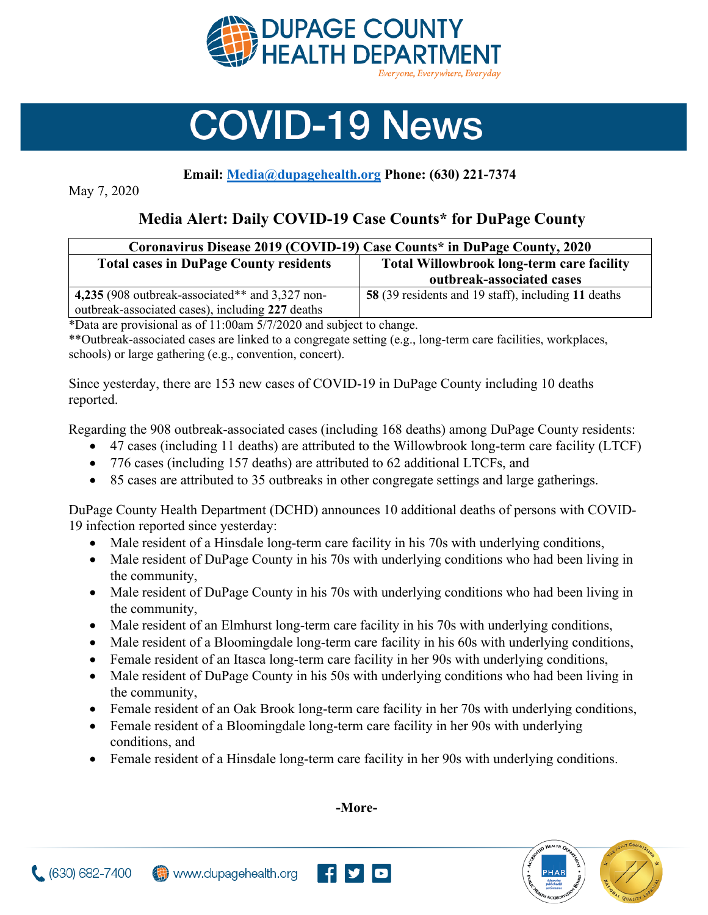DUPAGE COUNTY HEALTH DEPARTMENT

*Everyone, Everywhere, Everyday*

# COVID-19 News

**Email: [Media@dupagehealth.org](mailto:Media@dupagehealth.org) Phone: (630) 221-7374**

May 7, 2020

## Media Alert: Daily COVID-19 Case Counts* for DuPage County

| Coronavirus Disease 2019 (COVID-19) Case Counts* in DuPage County, 2020 | |
|---|---|
| **Total cases in DuPage County residents** | **Total Willowbrook long-term care facility outbreak-associated cases** |
| **4,235** (908 outbreak-associated** and 3,327 non-outbreak-associated cases), including **227** deaths | **58** (39 residents and 19 staff), including **11** deaths |

*Data are provisional as of 11:00am 5/7/2020 and subject to change.

**Outbreak-associated cases are linked to a congregate setting (e.g., long-term care facilities, workplaces, schools) or large gathering (e.g., convention, concert).

Since yesterday, there are 153 new cases of COVID-19 in DuPage County including 10 deaths reported.

Regarding the 908 outbreak-associated cases (including 168 deaths) among DuPage County residents:

- 47 cases (including 11 deaths) are attributed to the Willowbrook long-term care facility (LTCF)
- 776 cases (including 157 deaths) are attributed to 62 additional LTCFs, and
- 85 cases are attributed to 35 outbreaks in other congregate settings and large gatherings.

DuPage County Health Department (DCHD) announces 10 additional deaths of persons with COVID-19 infection reported since yesterday:

- Male resident of a Hinsdale long-term care facility in his 70s with underlying conditions,
- Male resident of DuPage County in his 70s with underlying conditions who had been living in the community,
- Male resident of DuPage County in his 70s with underlying conditions who had been living in the community,
- Male resident of an Elmhurst long-term care facility in his 70s with underlying conditions,
- Male resident of a Bloomingdale long-term care facility in his 60s with underlying conditions,
- Female resident of an Itasca long-term care facility in her 90s with underlying conditions,
- Male resident of DuPage County in his 50s with underlying conditions who had been living in the community,
- Female resident of an Oak Brook long-term care facility in her 70s with underlying conditions,
- Female resident of a Bloomingdale long-term care facility in her 90s with underlying conditions, and
- Female resident of a Hinsdale long-term care facility in her 90s with underlying conditions.

**-More-**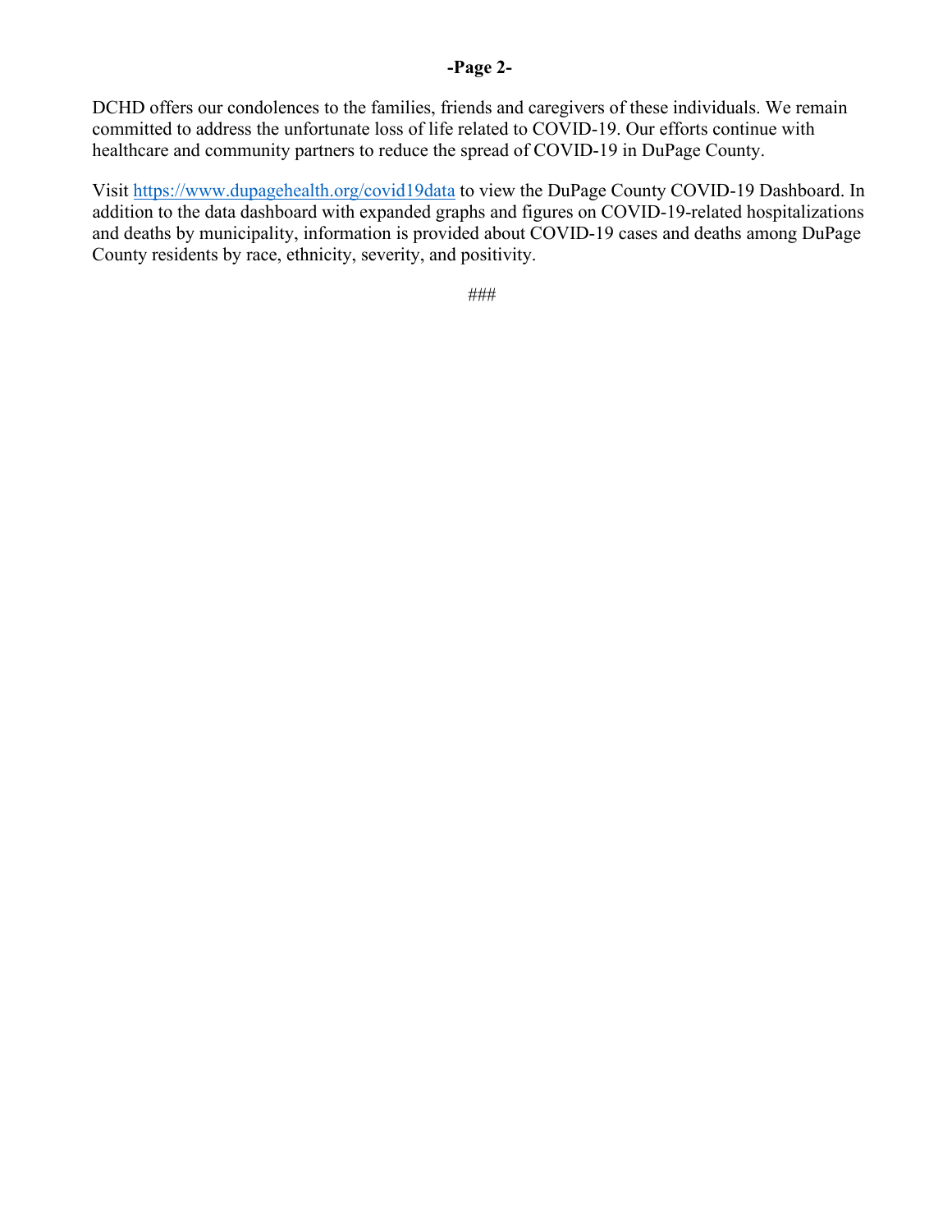DCHD offers our condolences to the families, friends and caregivers of these individuals. We remain committed to address the unfortunate loss of life related to COVID-19. Our efforts continue with healthcare and community partners to reduce the spread of COVID-19 in DuPage County.

Visit https://www.dupagehealth.org/covid19data to view the DuPage County COVID-19 Dashboard. In addition to the data dashboard with expanded graphs and figures on COVID-19-related hospitalizations and deaths by municipality, information is provided about COVID-19 cases and deaths among DuPage County residents by race, ethnicity, severity, and positivity.

###